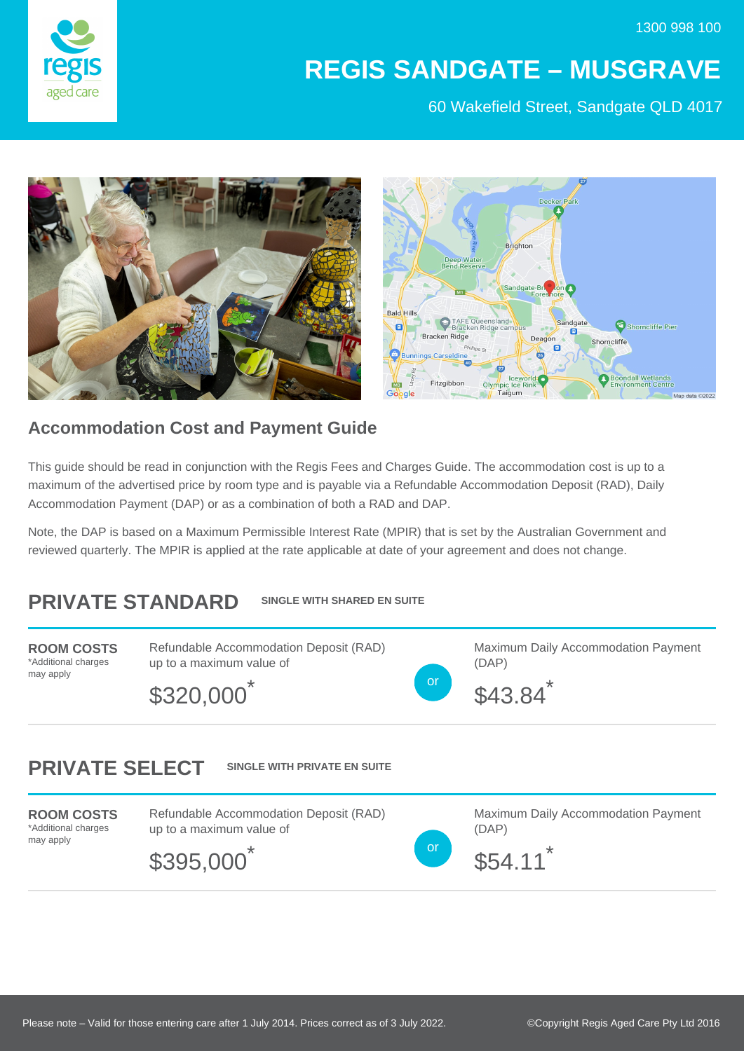1300 998 100

# REGIS SANDGATE – MUSGRAVE

60 Wakefield Street, Sandgate QLD 4017

## Accommodation Cost and Payment Guide

This guide should be read in conjunction with the Regis Fees and Charges Guide. The accommodation cost is up to a maximum of the advertised price by room type and is payable via a Refundable Accommodation Deposit (RAD), Daily Accommodation Payment (DAP) or as a combination of both a RAD and DAP.

Note, the DAP is based on a Maximum Permissible Interest Rate (MPIR) that is set by the Australian Government and reviewed quarterly. The MPIR is applied at the rate applicable at date of your agreement and does not change.

## PRIVATE STANDARD

**SINGLE WITH SHARED EN SUITE**

| ROOM COSTS *Additional charges may apply | Refundable Accommodation Deposit (RAD) up to a maximum value of | | Maximum Daily Accommodation Payment (DAP) |
|---|---|---|---|
| | $320,000* | or | $43.84* |

## PRIVATE SELECT

**SINGLE WITH PRIVATE EN SUITE**

| ROOM COSTS *Additional charges may apply | Refundable Accommodation Deposit (RAD) up to a maximum value of | | Maximum Daily Accommodation Payment (DAP) |
|---|---|---|---|
| | $395,000* | or | $54.11* |

Please note – Valid for those entering care after 1 July 2014. Prices correct as of 3 July 2022.

©Copyright Regis Aged Care Pty Ltd 2016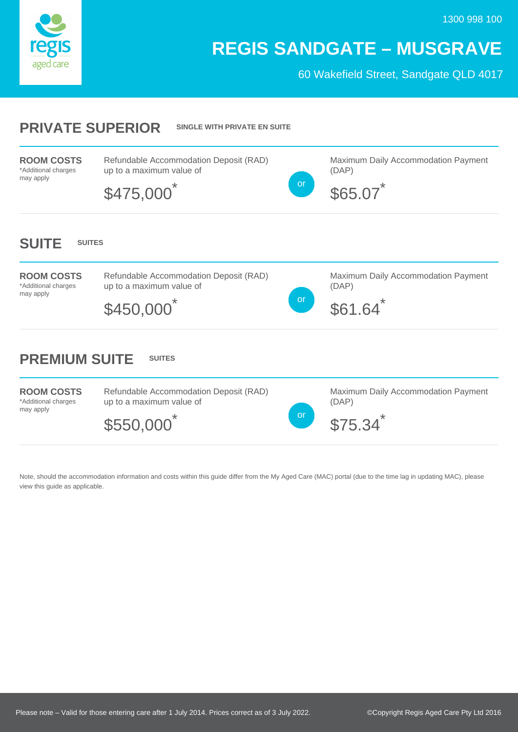1300 998 100

# REGIS SANDGATE – MUSGRAVE

60 Wakefield Street, Sandgate QLD 4017

## PRIVATE SUPERIOR

**SINGLE WITH PRIVATE EN SUITE**

**ROOM COSTS**
*Additional charges may apply

Refundable Accommodation Deposit (RAD) up to a maximum value of

$475,000*

or

Maximum Daily Accommodation Payment (DAP)

$65.07*

## SUITE

**SUITES**

**ROOM COSTS**
*Additional charges may apply

Refundable Accommodation Deposit (RAD) up to a maximum value of

$450,000*

or

Maximum Daily Accommodation Payment (DAP)

$61.64*

## PREMIUM SUITE

**SUITES**

**ROOM COSTS**
*Additional charges may apply

Refundable Accommodation Deposit (RAD) up to a maximum value of

$550,000*

or

Maximum Daily Accommodation Payment (DAP)

$75.34*

Note, should the accommodation information and costs within this guide differ from the My Aged Care (MAC) portal (due to the time lag in updating MAC), please view this guide as applicable.

Please note – Valid for those entering care after 1 July 2014. Prices correct as of 3 July 2022.

©Copyright Regis Aged Care Pty Ltd 2016